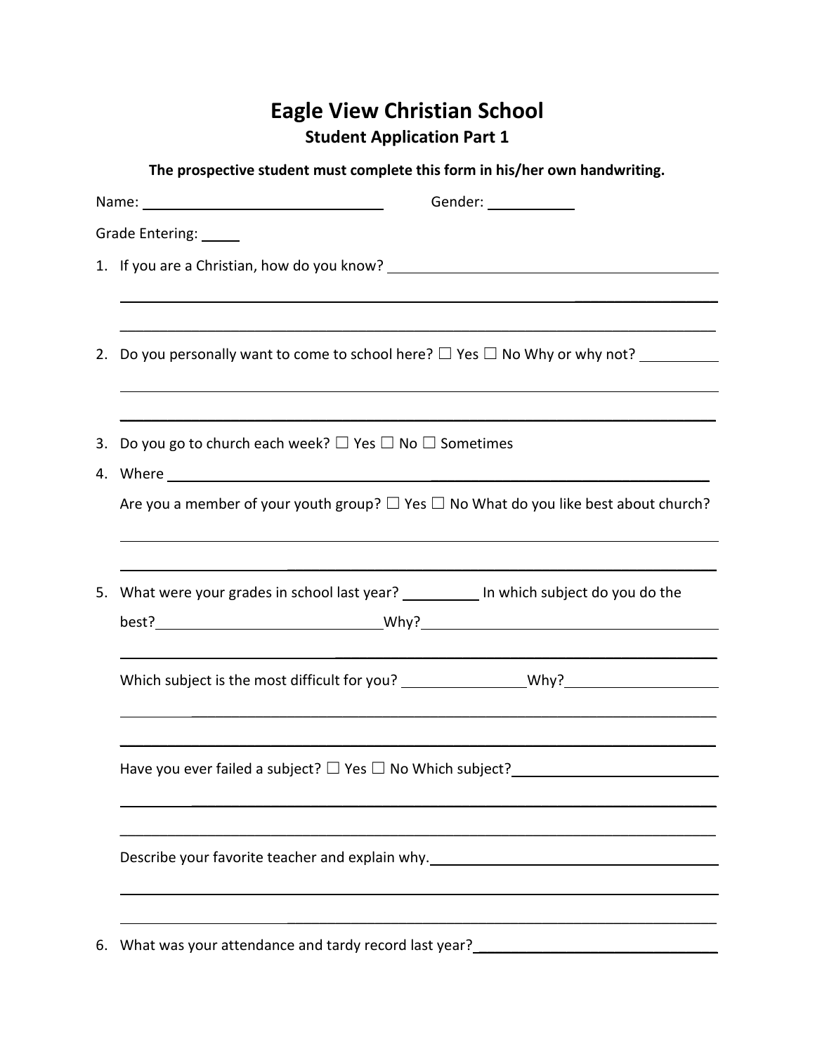# Eagle View Christian School

## Student Application Part 1

**The prospective student must complete this form in his/her own handwriting.**

Name: ______________________________ Gender: __________

Grade Entering: _____

1. If you are a Christian, how do you know? ____________________________________________

________________________________________________________________________________

________________________________________________________________________________

2. Do you personally want to come to school here? ☐ Yes ☐ No Why or why not? __________

________________________________________________________________________________

________________________________________________________________________________

3. Do you go to church each week? ☐ Yes ☐ No ☐ Sometimes

4. Where ________________________________________________________________________

   Are you a member of your youth group? ☐ Yes ☐ No What do you like best about church?

   ________________________________________________________________________________

   ________________________________________________________________________________

5. What were your grades in school last year? __________ In which subject do you do the best?____________________________Why?______________________________________

   ________________________________________________________________________________

   Which subject is the most difficult for you? _______________Why?___________________

   ________________________________________________________________________________

   ________________________________________________________________________________

   Have you ever failed a subject? ☐ Yes ☐ No Which subject?__________________________

   ________________________________________________________________________________

   ________________________________________________________________________________

   Describe your favorite teacher and explain why.______________________________________

   ________________________________________________________________________________

   ________________________________________________________________________________

6. What was your attendance and tardy record last year?______________________________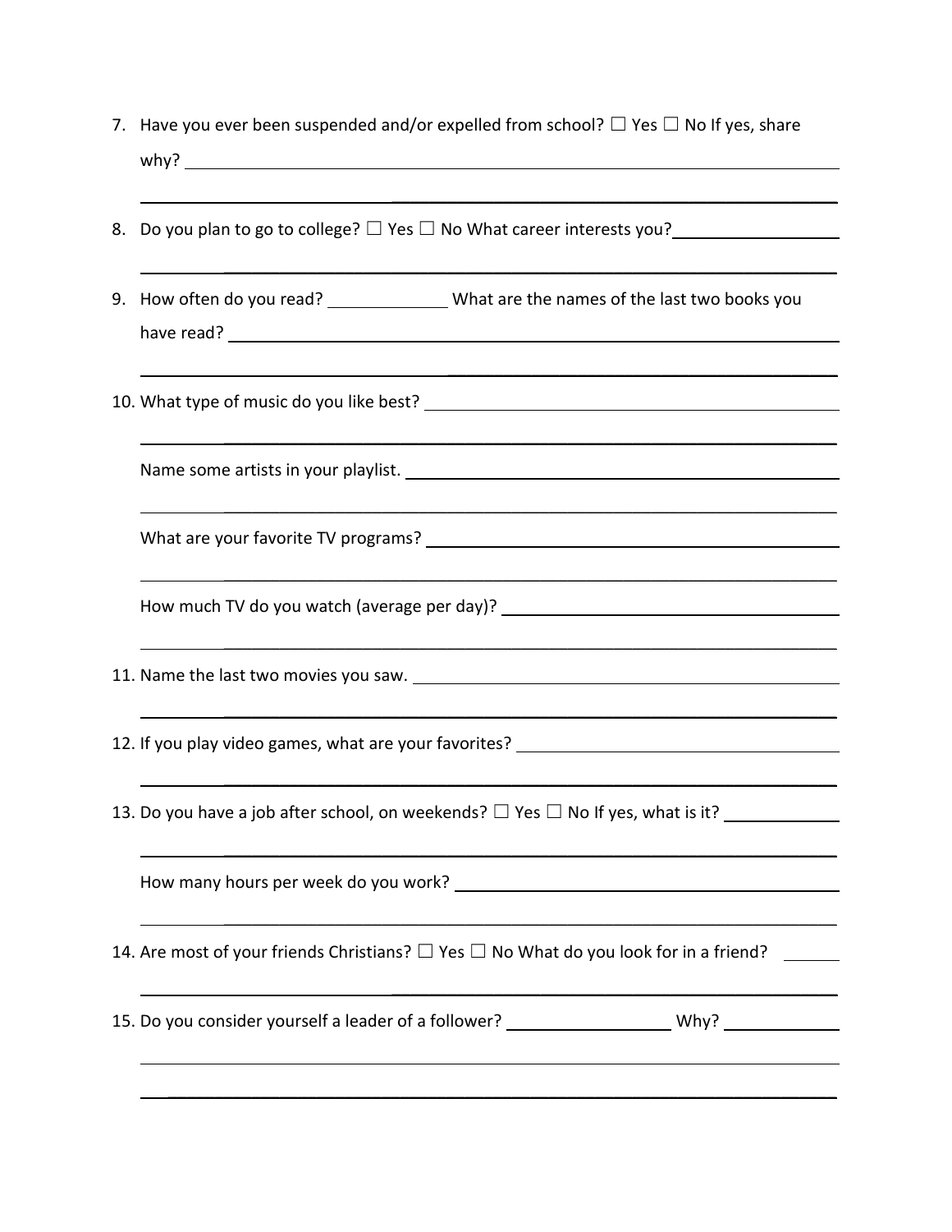7. Have you ever been suspended and/or expelled from school? ☐ Yes ☐ No If yes, share why? \_\_\_\_\_\_\_\_\_\_\_\_\_\_\_\_\_\_\_\_\_\_\_\_\_\_\_\_\_\_\_\_\_\_\_\_\_\_\_\_

\_\_\_\_\_\_\_\_\_\_\_\_\_\_\_\_\_\_\_\_\_\_\_\_\_\_\_\_\_\_\_\_\_\_\_\_\_\_\_\_\_\_\_\_\_\_\_\_

8. Do you plan to go to college? ☐ Yes ☐ No What career interests you? \_\_\_\_\_\_\_\_\_\_\_\_\_\_\_\_

\_\_\_\_\_\_\_\_\_\_\_\_\_\_\_\_\_\_\_\_\_\_\_\_\_\_\_\_\_\_\_\_\_\_\_\_\_\_\_\_\_\_\_\_\_\_\_\_

9. How often do you read? \_\_\_\_\_\_\_\_\_\_\_\_ What are the names of the last two books you have read? \_\_\_\_\_\_\_\_\_\_\_\_\_\_\_\_\_\_\_\_\_\_\_\_\_\_\_\_\_\_\_\_\_\_\_\_\_\_\_\_

\_\_\_\_\_\_\_\_\_\_\_\_\_\_\_\_\_\_\_\_\_\_\_\_\_\_\_\_\_\_\_\_\_\_\_\_\_\_\_\_\_\_\_\_\_\_\_\_

10. What type of music do you like best? \_\_\_\_\_\_\_\_\_\_\_\_\_\_\_\_\_\_\_\_\_\_\_\_\_\_\_\_\_\_\_\_\_\_\_\_\_\_\_\_

\_\_\_\_\_\_\_\_\_\_\_\_\_\_\_\_\_\_\_\_\_\_\_\_\_\_\_\_\_\_\_\_\_\_\_\_\_\_\_\_\_\_\_\_\_\_\_\_

Name some artists in your playlist. \_\_\_\_\_\_\_\_\_\_\_\_\_\_\_\_\_\_\_\_\_\_\_\_\_\_\_\_\_\_\_\_\_\_\_\_\_\_\_\_

\_\_\_\_\_\_\_\_\_\_\_\_\_\_\_\_\_\_\_\_\_\_\_\_\_\_\_\_\_\_\_\_\_\_\_\_\_\_\_\_\_\_\_\_\_\_\_\_

What are your favorite TV programs? \_\_\_\_\_\_\_\_\_\_\_\_\_\_\_\_\_\_\_\_\_\_\_\_\_\_\_\_\_\_\_\_\_\_\_\_\_\_\_\_

\_\_\_\_\_\_\_\_\_\_\_\_\_\_\_\_\_\_\_\_\_\_\_\_\_\_\_\_\_\_\_\_\_\_\_\_\_\_\_\_\_\_\_\_\_\_\_\_

How much TV do you watch (average per day)? \_\_\_\_\_\_\_\_\_\_\_\_\_\_\_\_\_\_\_\_\_\_\_\_\_\_\_\_\_\_\_\_

\_\_\_\_\_\_\_\_\_\_\_\_\_\_\_\_\_\_\_\_\_\_\_\_\_\_\_\_\_\_\_\_\_\_\_\_\_\_\_\_\_\_\_\_\_\_\_\_

11. Name the last two movies you saw. \_\_\_\_\_\_\_\_\_\_\_\_\_\_\_\_\_\_\_\_\_\_\_\_\_\_\_\_\_\_\_\_\_\_\_\_\_\_\_\_

\_\_\_\_\_\_\_\_\_\_\_\_\_\_\_\_\_\_\_\_\_\_\_\_\_\_\_\_\_\_\_\_\_\_\_\_\_\_\_\_\_\_\_\_\_\_\_\_

12. If you play video games, what are your favorites? \_\_\_\_\_\_\_\_\_\_\_\_\_\_\_\_\_\_\_\_\_\_\_\_\_\_\_\_\_\_

\_\_\_\_\_\_\_\_\_\_\_\_\_\_\_\_\_\_\_\_\_\_\_\_\_\_\_\_\_\_\_\_\_\_\_\_\_\_\_\_\_\_\_\_\_\_\_\_

13. Do you have a job after school, on weekends? ☐ Yes ☐ No If yes, what is it? \_\_\_\_\_\_\_\_\_\_\_\_

\_\_\_\_\_\_\_\_\_\_\_\_\_\_\_\_\_\_\_\_\_\_\_\_\_\_\_\_\_\_\_\_\_\_\_\_\_\_\_\_\_\_\_\_\_\_\_\_

How many hours per week do you work? \_\_\_\_\_\_\_\_\_\_\_\_\_\_\_\_\_\_\_\_\_\_\_\_\_\_\_\_\_\_\_\_\_\_\_\_\_\_\_\_

\_\_\_\_\_\_\_\_\_\_\_\_\_\_\_\_\_\_\_\_\_\_\_\_\_\_\_\_\_\_\_\_\_\_\_\_\_\_\_\_\_\_\_\_\_\_\_\_

14. Are most of your friends Christians? ☐ Yes ☐ No What do you look for in a friend? \_\_\_\_\_\_

\_\_\_\_\_\_\_\_\_\_\_\_\_\_\_\_\_\_\_\_\_\_\_\_\_\_\_\_\_\_\_\_\_\_\_\_\_\_\_\_\_\_\_\_\_\_\_\_

15. Do you consider yourself a leader of a follower? \_\_\_\_\_\_\_\_\_\_\_\_\_\_\_\_ Why? \_\_\_\_\_\_\_\_\_\_\_\_

\_\_\_\_\_\_\_\_\_\_\_\_\_\_\_\_\_\_\_\_\_\_\_\_\_\_\_\_\_\_\_\_\_\_\_\_\_\_\_\_\_\_\_\_\_\_\_\_

\_\_\_\_\_\_\_\_\_\_\_\_\_\_\_\_\_\_\_\_\_\_\_\_\_\_\_\_\_\_\_\_\_\_\_\_\_\_\_\_\_\_\_\_\_\_\_\_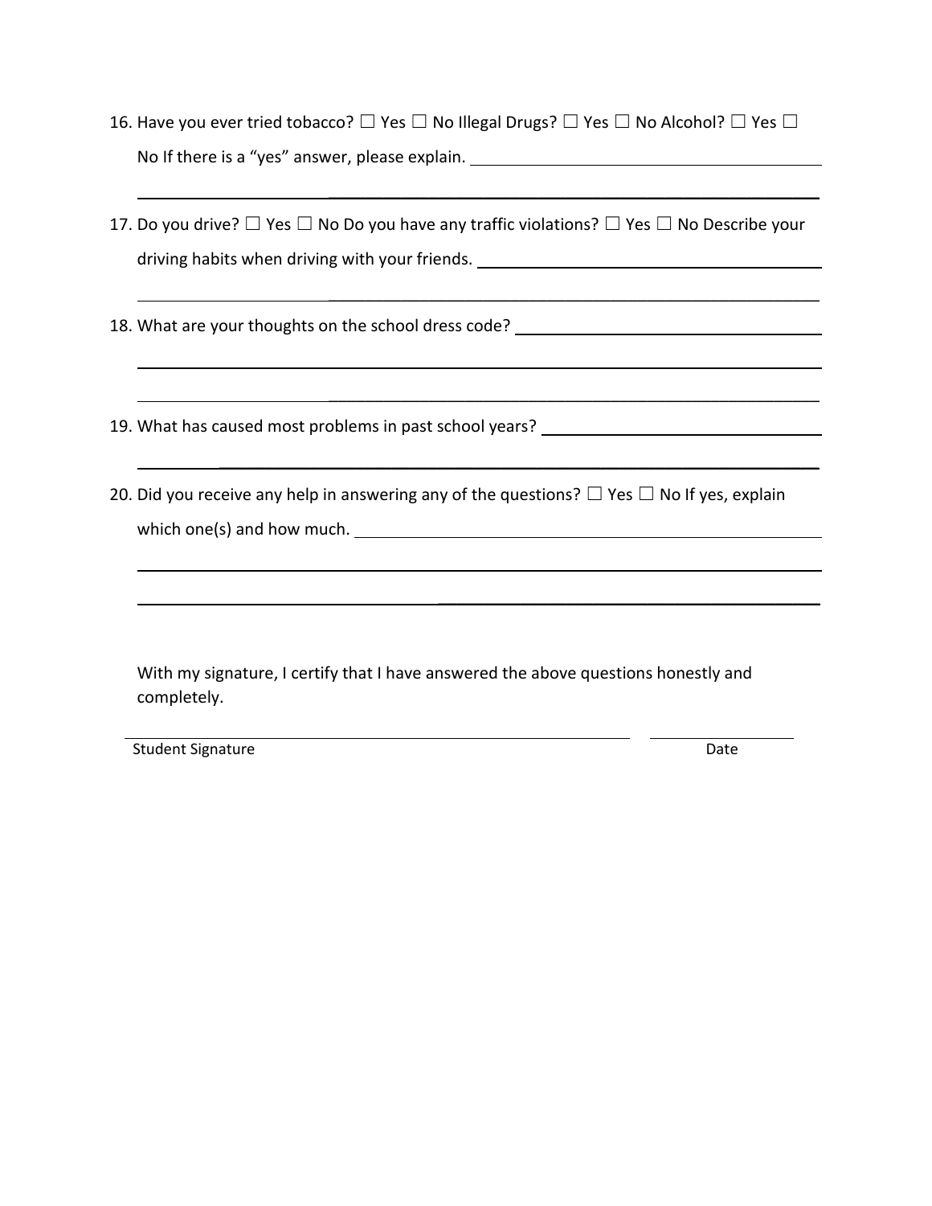16. Have you ever tried tobacco? ☐ Yes ☐ No Illegal Drugs? ☐ Yes ☐ No Alcohol? ☐ Yes ☐ No If there is a "yes" answer, please explain. ______________________________________

_______________________________________________________________________________

17. Do you drive? ☐ Yes ☐ No Do you have any traffic violations? ☐ Yes ☐ No Describe your driving habits when driving with your friends. ______________________________________

_______________________________________________________________________________

18. What are your thoughts on the school dress code? ______________________________

_______________________________________________________________________________

_______________________________________________________________________________

19. What has caused most problems in past school years? ____________________________

_______________________________________________________________________________

20. Did you receive any help in answering any of the questions? ☐ Yes ☐ No If yes, explain which one(s) and how much. ________________________________________________

_______________________________________________________________________________

_______________________________________________________________________________

With my signature, I certify that I have answered the above questions honestly and completely.

_____________________________________________ ______________

Student Signature Date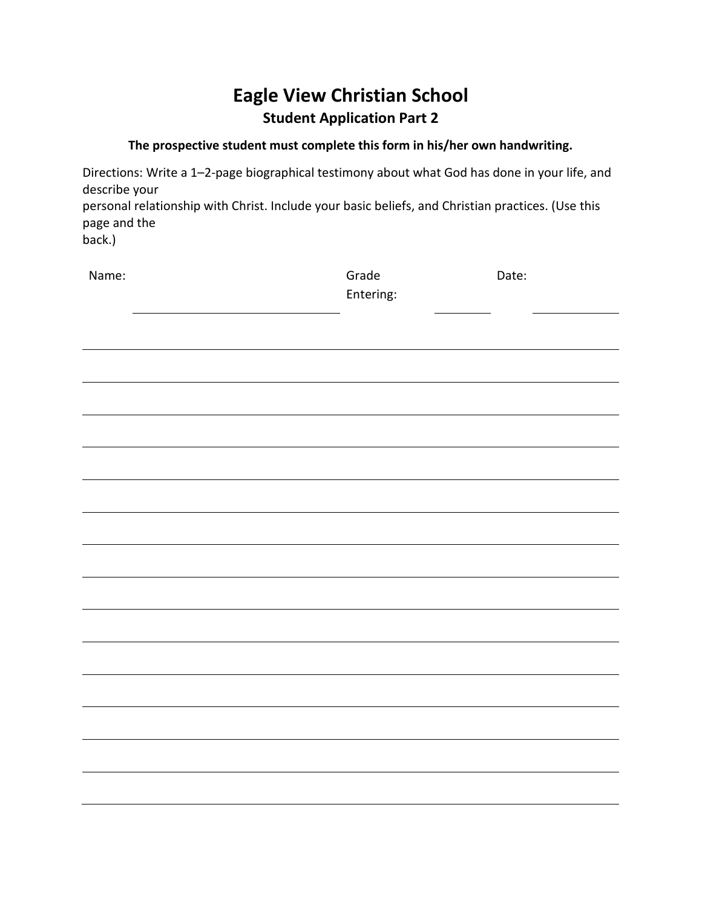# Eagle View Christian School

## Student Application Part 2

**The prospective student must complete this form in his/her own handwriting.**

Directions: Write a 1–2-page biographical testimony about what God has done in your life, and describe your personal relationship with Christ. Include your basic beliefs, and Christian practices. (Use this page and the back.)

Name: ______________________ Grade Entering: ________ Date: ____________

_______________________________________________________________

_______________________________________________________________

_______________________________________________________________

_______________________________________________________________

_______________________________________________________________

_______________________________________________________________

_______________________________________________________________

_______________________________________________________________

_______________________________________________________________

_______________________________________________________________

_______________________________________________________________

_______________________________________________________________

_______________________________________________________________

_______________________________________________________________

_______________________________________________________________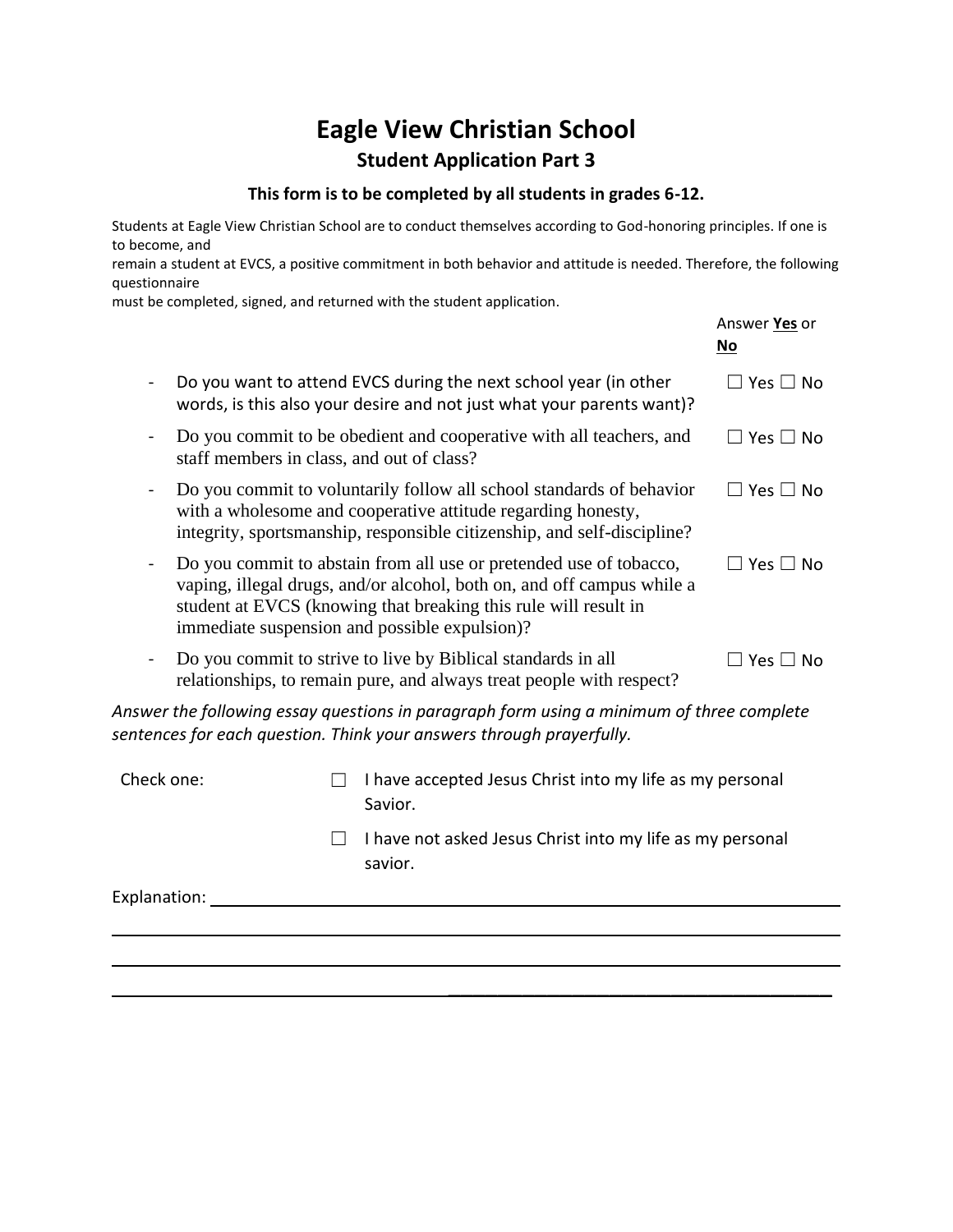# Eagle View Christian School

## Student Application Part 3

**This form is to be completed by all students in grades 6-12.**

Students at Eagle View Christian School are to conduct themselves according to God-honoring principles. If one is to become, and
remain a student at EVCS, a positive commitment in both behavior and attitude is needed. Therefore, the following questionnaire
must be completed, signed, and returned with the student application.

| | Answer **<u>Yes</u>** or **<u>No</u>** |
|---|---|
| - Do you want to attend EVCS during the next school year (in other words, is this also your desire and not just what your parents want)? | ☐ Yes ☐ No |
| - Do you commit to be obedient and cooperative with all teachers, and staff members in class, and out of class? | ☐ Yes ☐ No |
| - Do you commit to voluntarily follow all school standards of behavior with a wholesome and cooperative attitude regarding honesty, integrity, sportsmanship, responsible citizenship, and self-discipline? | ☐ Yes ☐ No |
| - Do you commit to abstain from all use or pretended use of tobacco, vaping, illegal drugs, and/or alcohol, both on, and off campus while a student at EVCS (knowing that breaking this rule will result in immediate suspension and possible expulsion)? | ☐ Yes ☐ No |
| - Do you commit to strive to live by Biblical standards in all relationships, to remain pure, and always treat people with respect? | ☐ Yes ☐ No |

*Answer the following essay questions in paragraph form using a minimum of three complete sentences for each question. Think your answers through prayerfully.*

Check one:

☐ I have accepted Jesus Christ into my life as my personal Savior.

☐ I have not asked Jesus Christ into my life as my personal savior.

Explanation: ____________________________________________________________

______________________________________________________________________

______________________________________________________________________

______________________________________________________________________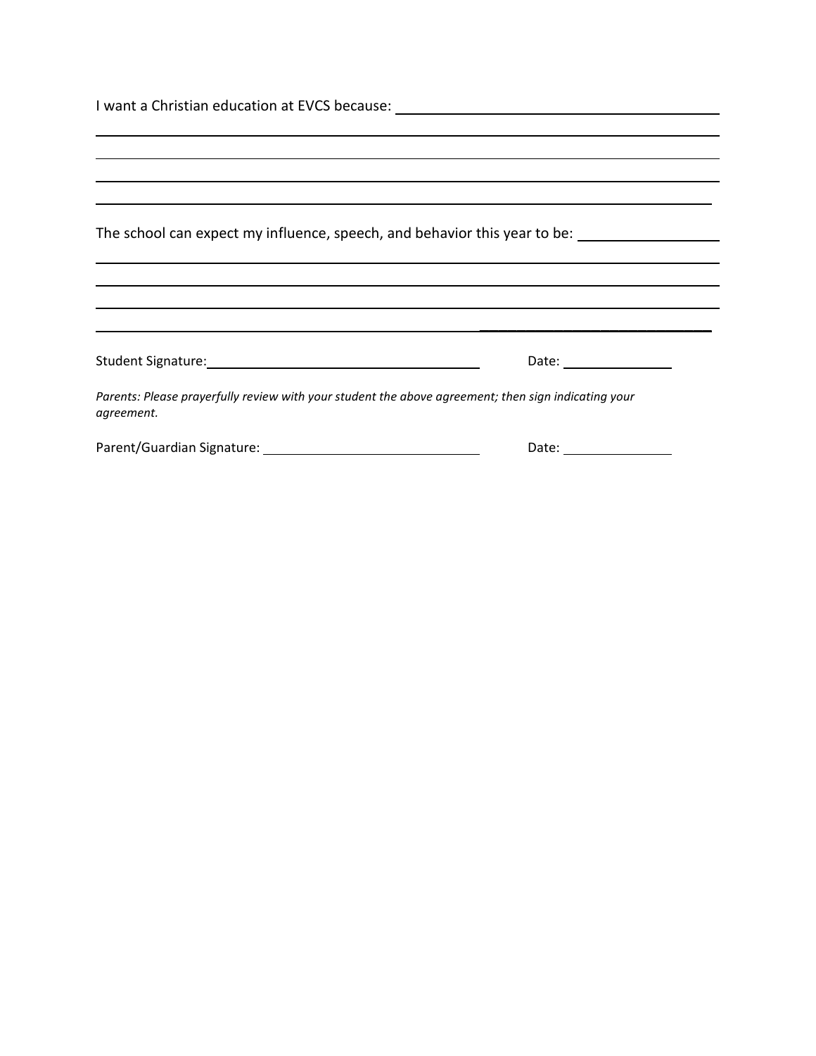I want a Christian education at EVCS because: ______________________________

_______________________________________________________________________

_______________________________________________________________________

_______________________________________________________________________

_______________________________________________________________________

The school can expect my influence, speech, and behavior this year to be: ______________

_______________________________________________________________________

_______________________________________________________________________

_______________________________________________________________________

_______________________________________________________________________

Student Signature: ______________________________ Date: ____________

*Parents: Please prayerfully review with your student the above agreement; then sign indicating your agreement.*

Parent/Guardian Signature: ______________________________ Date: ____________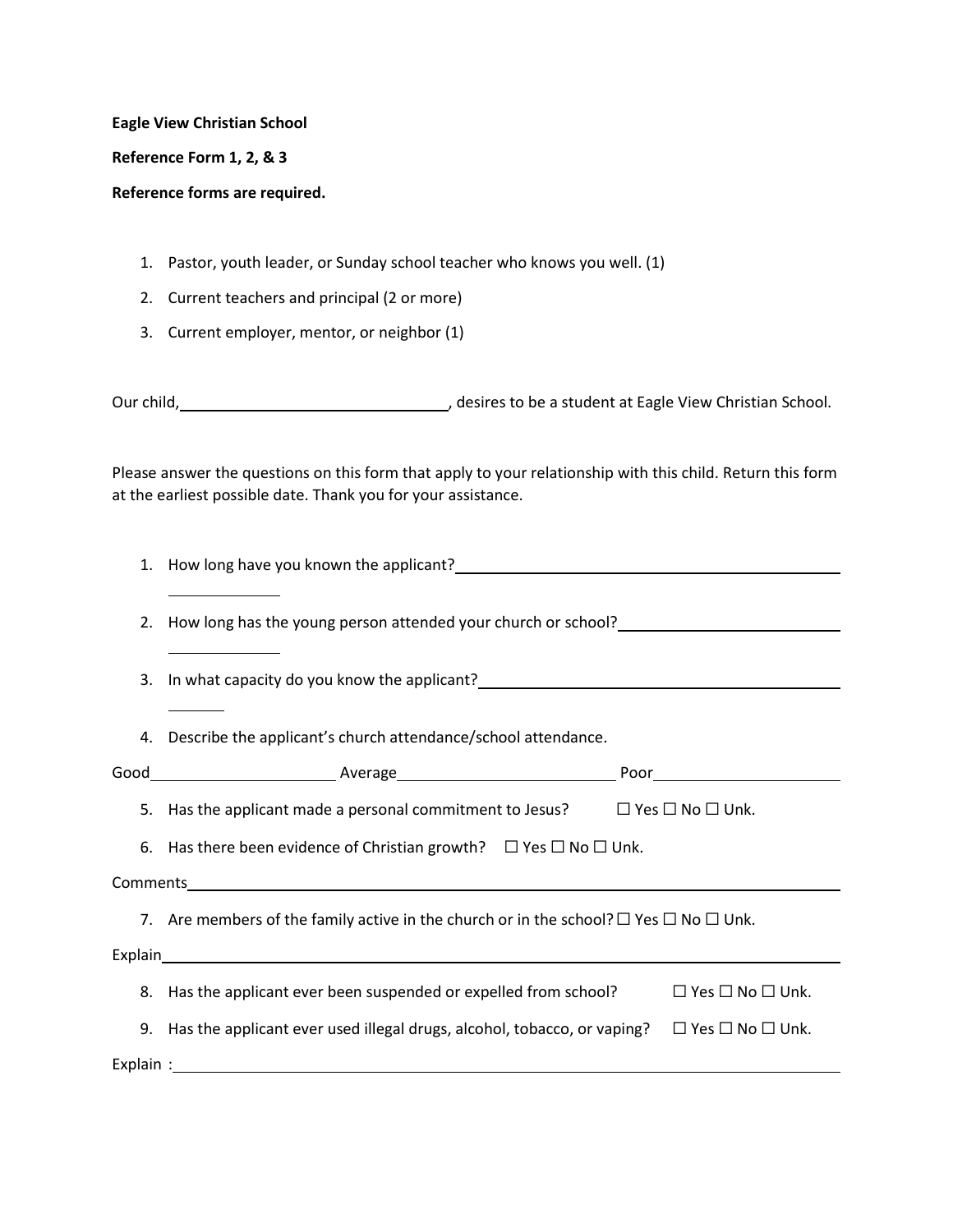**Eagle View Christian School**

**Reference Form 1, 2, & 3**

**Reference forms are required.**

1. Pastor, youth leader, or Sunday school teacher who knows you well. (1)
2. Current teachers and principal (2 or more)
3. Current employer, mentor, or neighbor (1)

Our child, ______________________________, desires to be a student at Eagle View Christian School.

Please answer the questions on this form that apply to your relationship with this child. Return this form at the earliest possible date. Thank you for your assistance.

1. How long have you known the applicant? ____________________________________________
2. How long has the young person attended your church or school? ____________________________
3. In what capacity do you know the applicant? ____________________________________________
4. Describe the applicant's church attendance/school attendance.

Good____________________ Average________________________ Poor____________________

5. Has the applicant made a personal commitment to Jesus? ☐ Yes ☐ No ☐ Unk.
6. Has there been evidence of Christian growth? ☐ Yes ☐ No ☐ Unk.

Comments________________________________________________________________________

7. Are members of the family active in the church or in the school? ☐ Yes ☐ No ☐ Unk.

Explain__________________________________________________________________________

8. Has the applicant ever been suspended or expelled from school? ☐ Yes ☐ No ☐ Unk.
9. Has the applicant ever used illegal drugs, alcohol, tobacco, or vaping? ☐ Yes ☐ No ☐ Unk.

Explain :_________________________________________________________________________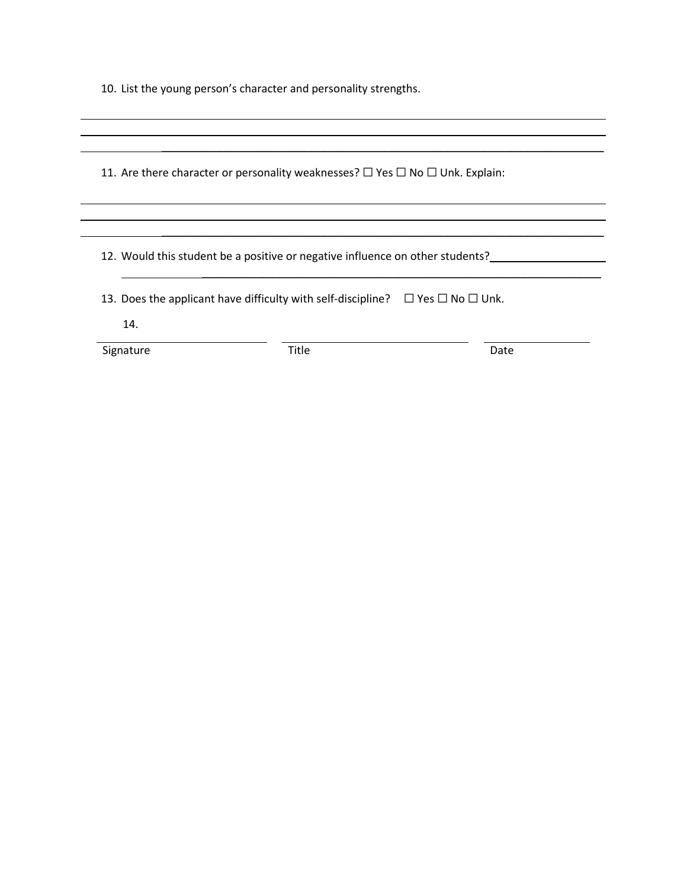10. List the young person's character and personality strengths.

_______________________________________________________________________________

_______________________________________________________________________________

_______________________________________________________________________________

11. Are there character or personality weaknesses? ☐ Yes ☐ No ☐ Unk. Explain:

_______________________________________________________________________________

_______________________________________________________________________________

_______________________________________________________________________________

12. Would this student be a positive or negative influence on other students? ____________________

_______________________________________________________________________________

13. Does the applicant have difficulty with self-discipline? ☐ Yes ☐ No ☐ Unk.

14.

| ______________________ | ______________________ | ______________ |
| --- | --- | --- |
| Signature | Title | Date |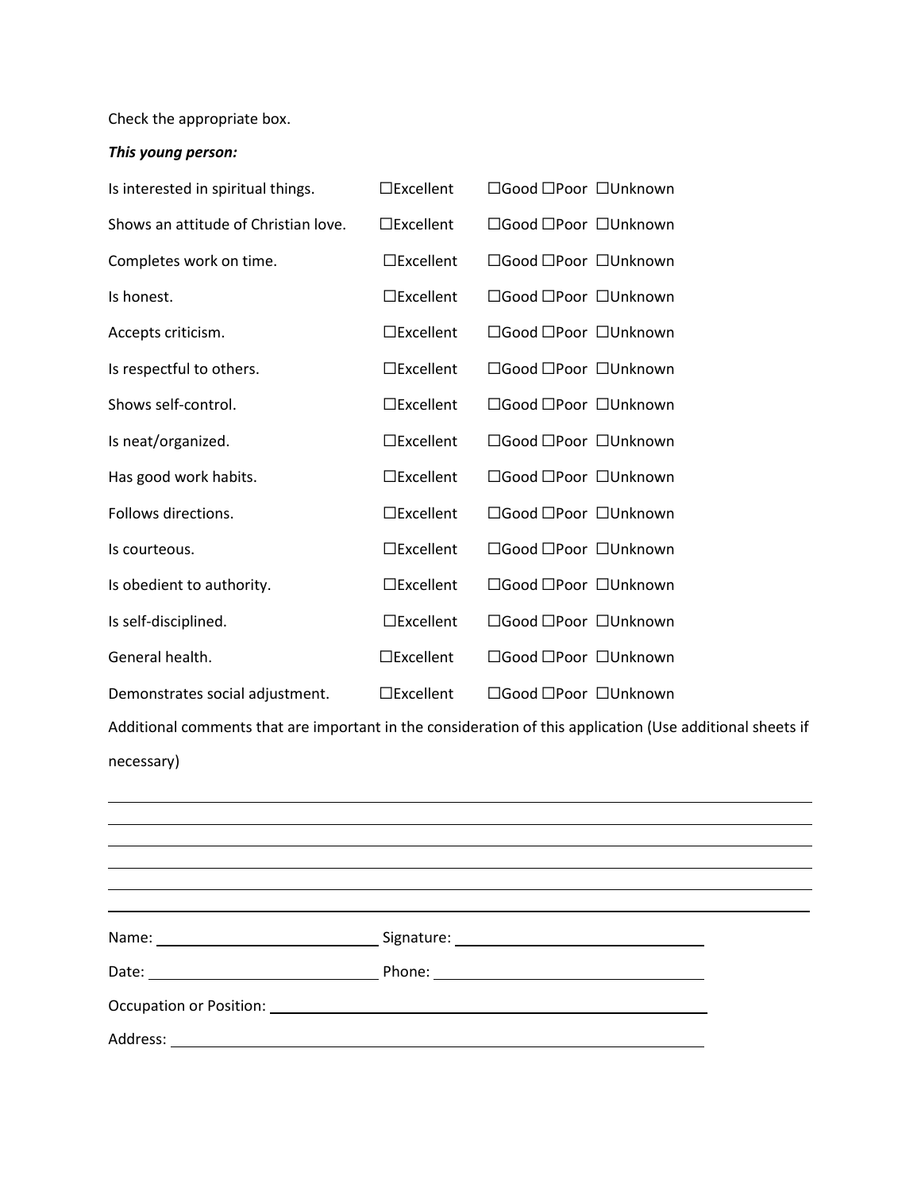Check the appropriate box.

***This young person:***

| | | | | |
|---|---|---|---|---|
| Is interested in spiritual things. | ☐Excellent | ☐Good | ☐Poor | ☐Unknown |
| Shows an attitude of Christian love. | ☐Excellent | ☐Good | ☐Poor | ☐Unknown |
| Completes work on time. | ☐Excellent | ☐Good | ☐Poor | ☐Unknown |
| Is honest. | ☐Excellent | ☐Good | ☐Poor | ☐Unknown |
| Accepts criticism. | ☐Excellent | ☐Good | ☐Poor | ☐Unknown |
| Is respectful to others. | ☐Excellent | ☐Good | ☐Poor | ☐Unknown |
| Shows self-control. | ☐Excellent | ☐Good | ☐Poor | ☐Unknown |
| Is neat/organized. | ☐Excellent | ☐Good | ☐Poor | ☐Unknown |
| Has good work habits. | ☐Excellent | ☐Good | ☐Poor | ☐Unknown |
| Follows directions. | ☐Excellent | ☐Good | ☐Poor | ☐Unknown |
| Is courteous. | ☐Excellent | ☐Good | ☐Poor | ☐Unknown |
| Is obedient to authority. | ☐Excellent | ☐Good | ☐Poor | ☐Unknown |
| Is self-disciplined. | ☐Excellent | ☐Good | ☐Poor | ☐Unknown |
| General health. | ☐Excellent | ☐Good | ☐Poor | ☐Unknown |
| Demonstrates social adjustment. | ☐Excellent | ☐Good | ☐Poor | ☐Unknown |

Additional comments that are important in the consideration of this application (Use additional sheets if necessary)

\_\_\_\_\_\_\_\_\_\_\_\_\_\_\_\_\_\_\_\_\_\_\_\_\_\_\_\_\_\_\_\_\_\_\_\_\_\_\_\_\_\_\_\_\_\_\_\_\_\_\_\_\_\_\_\_\_\_\_\_\_\_\_\_\_\_\_\_\_\_

\_\_\_\_\_\_\_\_\_\_\_\_\_\_\_\_\_\_\_\_\_\_\_\_\_\_\_\_\_\_\_\_\_\_\_\_\_\_\_\_\_\_\_\_\_\_\_\_\_\_\_\_\_\_\_\_\_\_\_\_\_\_\_\_\_\_\_\_\_\_

\_\_\_\_\_\_\_\_\_\_\_\_\_\_\_\_\_\_\_\_\_\_\_\_\_\_\_\_\_\_\_\_\_\_\_\_\_\_\_\_\_\_\_\_\_\_\_\_\_\_\_\_\_\_\_\_\_\_\_\_\_\_\_\_\_\_\_\_\_\_

\_\_\_\_\_\_\_\_\_\_\_\_\_\_\_\_\_\_\_\_\_\_\_\_\_\_\_\_\_\_\_\_\_\_\_\_\_\_\_\_\_\_\_\_\_\_\_\_\_\_\_\_\_\_\_\_\_\_\_\_\_\_\_\_\_\_\_\_\_\_

\_\_\_\_\_\_\_\_\_\_\_\_\_\_\_\_\_\_\_\_\_\_\_\_\_\_\_\_\_\_\_\_\_\_\_\_\_\_\_\_\_\_\_\_\_\_\_\_\_\_\_\_\_\_\_\_\_\_\_\_\_\_\_\_\_\_\_\_\_\_

\_\_\_\_\_\_\_\_\_\_\_\_\_\_\_\_\_\_\_\_\_\_\_\_\_\_\_\_\_\_\_\_\_\_\_\_\_\_\_\_\_\_\_\_\_\_\_\_\_\_\_\_\_\_\_\_\_\_\_\_\_\_\_\_\_\_\_\_\_\_

Name: \_\_\_\_\_\_\_\_\_\_\_\_\_\_\_\_\_\_\_\_\_\_\_\_\_\_ Signature: \_\_\_\_\_\_\_\_\_\_\_\_\_\_\_\_\_\_\_\_\_\_\_\_\_\_\_\_\_\_

Date: \_\_\_\_\_\_\_\_\_\_\_\_\_\_\_\_\_\_\_\_\_\_\_\_\_\_\_ Phone: \_\_\_\_\_\_\_\_\_\_\_\_\_\_\_\_\_\_\_\_\_\_\_\_\_\_\_\_\_\_\_\_

Occupation or Position: \_\_\_\_\_\_\_\_\_\_\_\_\_\_\_\_\_\_\_\_\_\_\_\_\_\_\_\_\_\_\_\_\_\_\_\_\_\_\_\_\_\_\_\_\_\_\_\_\_\_\_\_\_\_

Address: \_\_\_\_\_\_\_\_\_\_\_\_\_\_\_\_\_\_\_\_\_\_\_\_\_\_\_\_\_\_\_\_\_\_\_\_\_\_\_\_\_\_\_\_\_\_\_\_\_\_\_\_\_\_\_\_\_\_\_\_\_\_